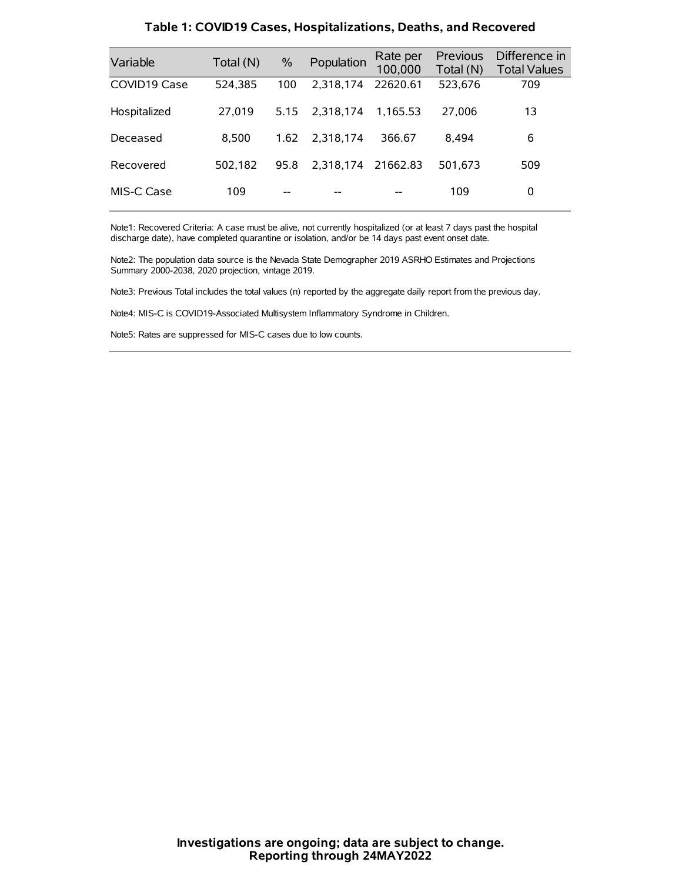**Table 1: COVID19 Cases, Hospitalizations, Deaths, and Recovered**

| Variable | Total (N) | % | Population | Rate per 100,000 | Previous Total (N) | Difference in Total Values |
|---|---|---|---|---|---|---|
| COVID19 Case | 524,385 | 100 | 2,318,174 | 22620.61 | 523,676 | 709 |
| Hospitalized | 27,019 | 5.15 | 2,318,174 | 1,165.53 | 27,006 | 13 |
| Deceased | 8,500 | 1.62 | 2,318,174 | 366.67 | 8,494 | 6 |
| Recovered | 502,182 | 95.8 | 2,318,174 | 21662.83 | 501,673 | 509 |
| MIS-C Case | 109 | -- | -- | -- | 109 | 0 |

Note1: Recovered Criteria: A case must be alive, not currently hospitalized (or at least 7 days past the hospital discharge date), have completed quarantine or isolation, and/or be 14 days past event onset date.

Note2: The population data source is the Nevada State Demographer 2019 ASRHO Estimates and Projections Summary 2000-2038, 2020 projection, vintage 2019.

Note3: Previous Total includes the total values (n) reported by the aggregate daily report from the previous day.

Note4: MIS-C is COVID19-Associated Multisystem Inflammatory Syndrome in Children.

Note5: Rates are suppressed for MIS-C cases due to low counts.

**Investigations are ongoing; data are subject to change.**
**Reporting through 24MAY2022**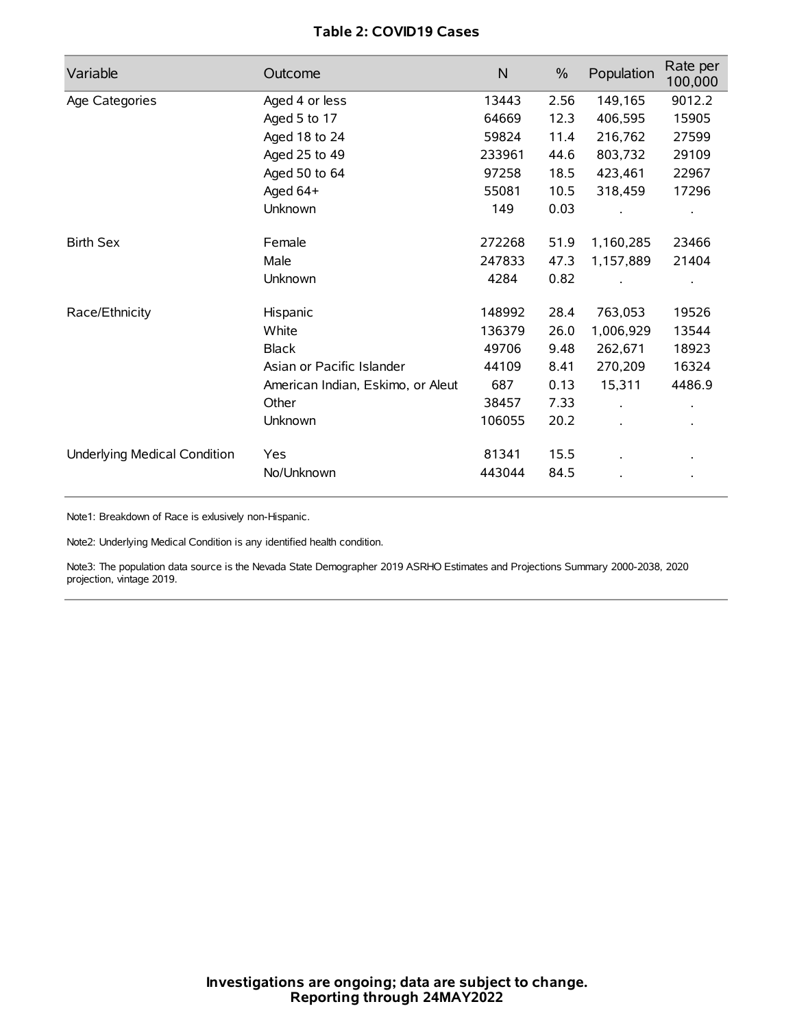**Table 2: COVID19 Cases**

| Variable | Outcome | N | % | Population | Rate per 100,000 |
|---|---|---|---|---|---|
| Age Categories | Aged 4 or less | 13443 | 2.56 | 149,165 | 9012.2 |
| | Aged 5 to 17 | 64669 | 12.3 | 406,595 | 15905 |
| | Aged 18 to 24 | 59824 | 11.4 | 216,762 | 27599 |
| | Aged 25 to 49 | 233961 | 44.6 | 803,732 | 29109 |
| | Aged 50 to 64 | 97258 | 18.5 | 423,461 | 22967 |
| | Aged 64+ | 55081 | 10.5 | 318,459 | 17296 |
| | Unknown | 149 | 0.03 | . | . |
| Birth Sex | Female | 272268 | 51.9 | 1,160,285 | 23466 |
| | Male | 247833 | 47.3 | 1,157,889 | 21404 |
| | Unknown | 4284 | 0.82 | . | . |
| Race/Ethnicity | Hispanic | 148992 | 28.4 | 763,053 | 19526 |
| | White | 136379 | 26.0 | 1,006,929 | 13544 |
| | Black | 49706 | 9.48 | 262,671 | 18923 |
| | Asian or Pacific Islander | 44109 | 8.41 | 270,209 | 16324 |
| | American Indian, Eskimo, or Aleut | 687 | 0.13 | 15,311 | 4486.9 |
| | Other | 38457 | 7.33 | . | . |
| | Unknown | 106055 | 20.2 | . | . |
| Underlying Medical Condition | Yes | 81341 | 15.5 | . | . |
| | No/Unknown | 443044 | 84.5 | . | . |

Note1: Breakdown of Race is exlusively non-Hispanic.

Note2: Underlying Medical Condition is any identified health condition.

Note3: The population data source is the Nevada State Demographer 2019 ASRHO Estimates and Projections Summary 2000-2038, 2020 projection, vintage 2019.

**Investigations are ongoing; data are subject to change.**
**Reporting through 24MAY2022**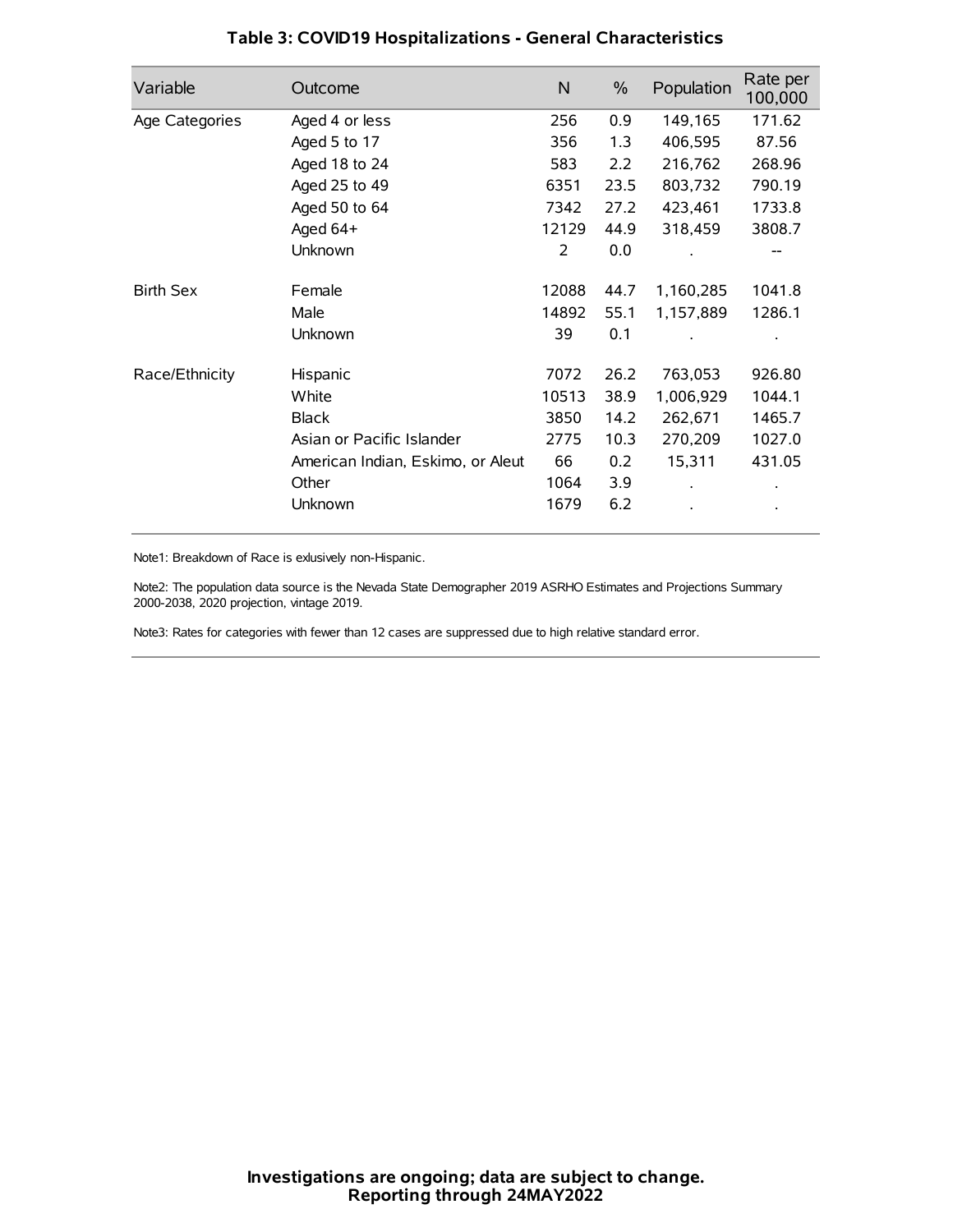## Table 3: COVID19 Hospitalizations - General Characteristics

| Variable | Outcome | N | % | Population | Rate per 100,000 |
|---|---|---|---|---|---|
| Age Categories | Aged 4 or less | 256 | 0.9 | 149,165 | 171.62 |
| | Aged 5 to 17 | 356 | 1.3 | 406,595 | 87.56 |
| | Aged 18 to 24 | 583 | 2.2 | 216,762 | 268.96 |
| | Aged 25 to 49 | 6351 | 23.5 | 803,732 | 790.19 |
| | Aged 50 to 64 | 7342 | 27.2 | 423,461 | 1733.8 |
| | Aged 64+ | 12129 | 44.9 | 318,459 | 3808.7 |
| | Unknown | 2 | 0.0 | . | -- |
| Birth Sex | Female | 12088 | 44.7 | 1,160,285 | 1041.8 |
| | Male | 14892 | 55.1 | 1,157,889 | 1286.1 |
| | Unknown | 39 | 0.1 | . | . |
| Race/Ethnicity | Hispanic | 7072 | 26.2 | 763,053 | 926.80 |
| | White | 10513 | 38.9 | 1,006,929 | 1044.1 |
| | Black | 3850 | 14.2 | 262,671 | 1465.7 |
| | Asian or Pacific Islander | 2775 | 10.3 | 270,209 | 1027.0 |
| | American Indian, Eskimo, or Aleut | 66 | 0.2 | 15,311 | 431.05 |
| | Other | 1064 | 3.9 | . | . |
| | Unknown | 1679 | 6.2 | . | . |

Note1: Breakdown of Race is exlusively non-Hispanic.

Note2: The population data source is the Nevada State Demographer 2019 ASRHO Estimates and Projections Summary 2000-2038, 2020 projection, vintage 2019.

Note3: Rates for categories with fewer than 12 cases are suppressed due to high relative standard error.

**Investigations are ongoing; data are subject to change.**
**Reporting through 24MAY2022**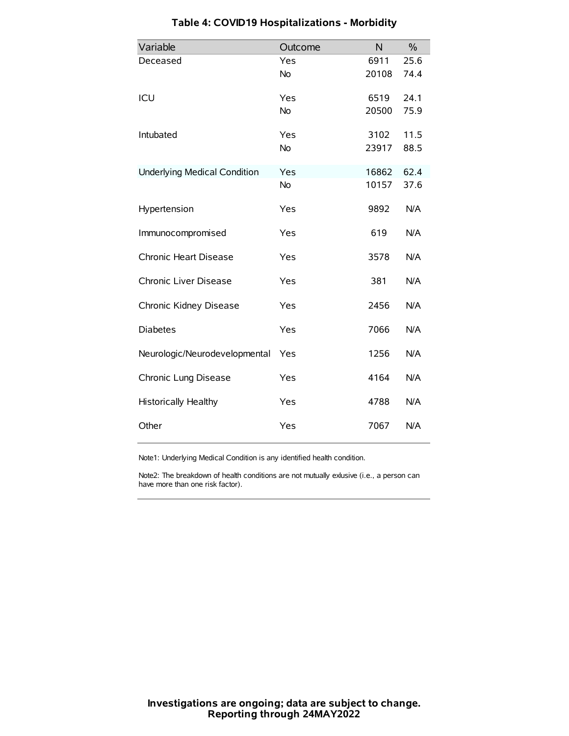## Table 4: COVID19 Hospitalizations - Morbidity

| Variable | Outcome | N | % |
|---|---|---|---|
| Deceased | Yes | 6911 | 25.6 |
| | No | 20108 | 74.4 |
| ICU | Yes | 6519 | 24.1 |
| | No | 20500 | 75.9 |
| Intubated | Yes | 3102 | 11.5 |
| | No | 23917 | 88.5 |
| Underlying Medical Condition | Yes | 16862 | 62.4 |
| | No | 10157 | 37.6 |
| Hypertension | Yes | 9892 | N/A |
| Immunocompromised | Yes | 619 | N/A |
| Chronic Heart Disease | Yes | 3578 | N/A |
| Chronic Liver Disease | Yes | 381 | N/A |
| Chronic Kidney Disease | Yes | 2456 | N/A |
| Diabetes | Yes | 7066 | N/A |
| Neurologic/Neurodevelopmental | Yes | 1256 | N/A |
| Chronic Lung Disease | Yes | 4164 | N/A |
| Historically Healthy | Yes | 4788 | N/A |
| Other | Yes | 7067 | N/A |

Note1: Underlying Medical Condition is any identified health condition.

Note2: The breakdown of health conditions are not mutually exlusive (i.e., a person can have more than one risk factor).

**Investigations are ongoing; data are subject to change.**
**Reporting through 24MAY2022**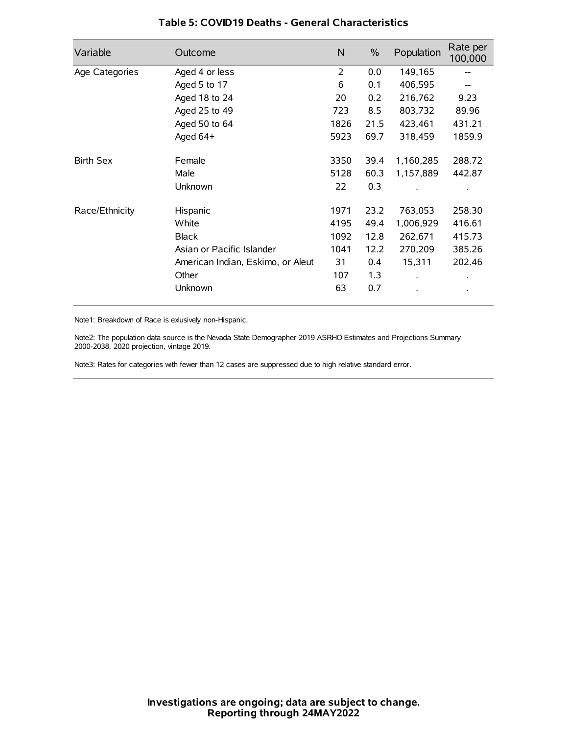### Table 5: COVID19 Deaths - General Characteristics

| Variable | Outcome | N | % | Population | Rate per 100,000 |
|---|---|---|---|---|---|
| Age Categories | Aged 4 or less | 2 | 0.0 | 149,165 | -- |
| | Aged 5 to 17 | 6 | 0.1 | 406,595 | -- |
| | Aged 18 to 24 | 20 | 0.2 | 216,762 | 9.23 |
| | Aged 25 to 49 | 723 | 8.5 | 803,732 | 89.96 |
| | Aged 50 to 64 | 1826 | 21.5 | 423,461 | 431.21 |
| | Aged 64+ | 5923 | 69.7 | 318,459 | 1859.9 |
| Birth Sex | Female | 3350 | 39.4 | 1,160,285 | 288.72 |
| | Male | 5128 | 60.3 | 1,157,889 | 442.87 |
| | Unknown | 22 | 0.3 | . | . |
| Race/Ethnicity | Hispanic | 1971 | 23.2 | 763,053 | 258.30 |
| | White | 4195 | 49.4 | 1,006,929 | 416.61 |
| | Black | 1092 | 12.8 | 262,671 | 415.73 |
| | Asian or Pacific Islander | 1041 | 12.2 | 270,209 | 385.26 |
| | American Indian, Eskimo, or Aleut | 31 | 0.4 | 15,311 | 202.46 |
| | Other | 107 | 1.3 | . | . |
| | Unknown | 63 | 0.7 | . | . |

Note1: Breakdown of Race is exlusively non-Hispanic.

Note2: The population data source is the Nevada State Demographer 2019 ASRHO Estimates and Projections Summary 2000-2038, 2020 projection, vintage 2019.

Note3: Rates for categories with fewer than 12 cases are suppressed due to high relative standard error.

**Investigations are ongoing; data are subject to change.**
**Reporting through 24MAY2022**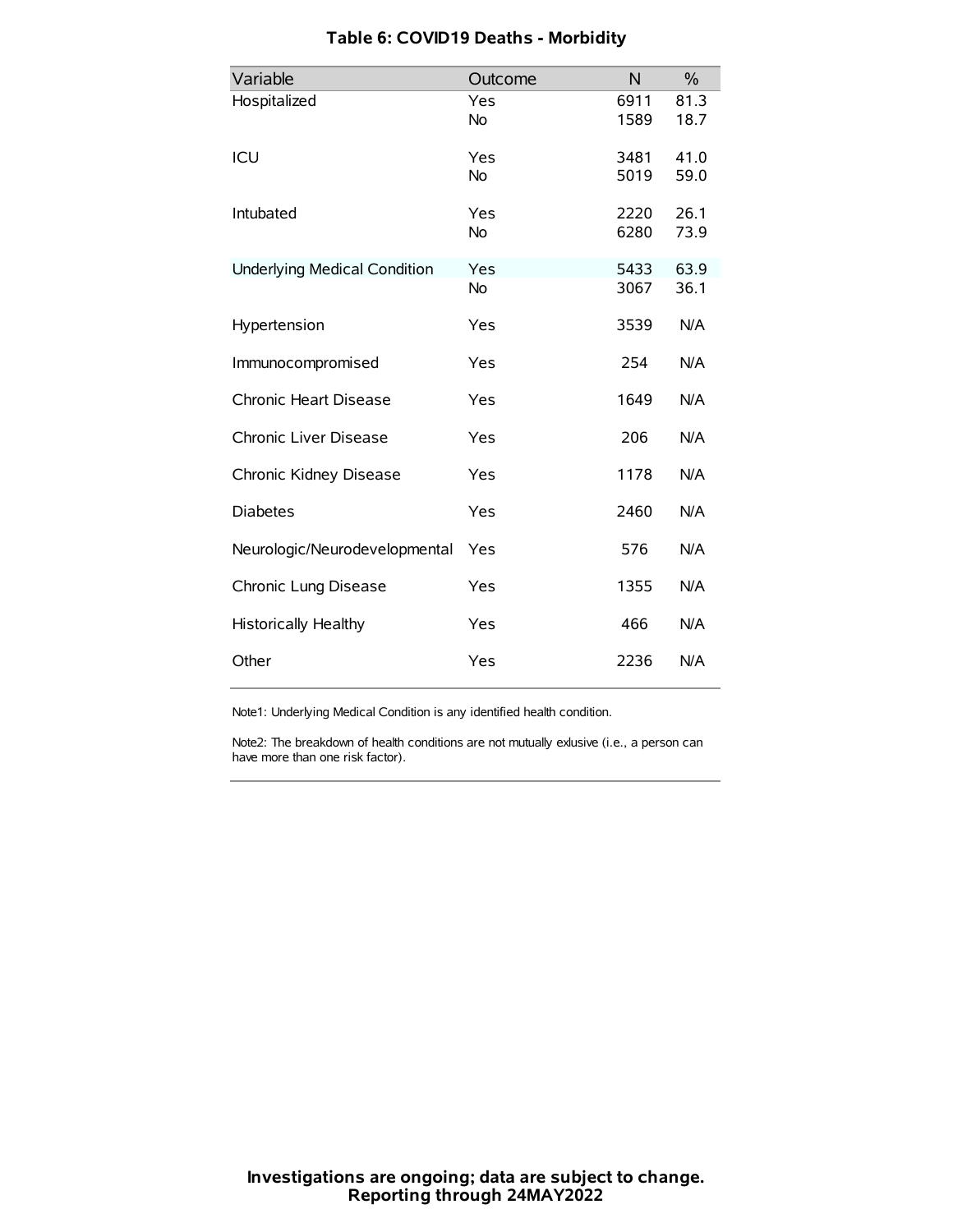# Table 6: COVID19 Deaths - Morbidity

| Variable | Outcome | N | % |
|---|---|---|---|
| Hospitalized | Yes | 6911 | 81.3 |
| | No | 1589 | 18.7 |
| ICU | Yes | 3481 | 41.0 |
| | No | 5019 | 59.0 |
| Intubated | Yes | 2220 | 26.1 |
| | No | 6280 | 73.9 |
| Underlying Medical Condition | Yes | 5433 | 63.9 |
| | No | 3067 | 36.1 |
| Hypertension | Yes | 3539 | N/A |
| Immunocompromised | Yes | 254 | N/A |
| Chronic Heart Disease | Yes | 1649 | N/A |
| Chronic Liver Disease | Yes | 206 | N/A |
| Chronic Kidney Disease | Yes | 1178 | N/A |
| Diabetes | Yes | 2460 | N/A |
| Neurologic/Neurodevelopmental | Yes | 576 | N/A |
| Chronic Lung Disease | Yes | 1355 | N/A |
| Historically Healthy | Yes | 466 | N/A |
| Other | Yes | 2236 | N/A |

Note1: Underlying Medical Condition is any identified health condition.

Note2: The breakdown of health conditions are not mutually exlusive (i.e., a person can have more than one risk factor).

**Investigations are ongoing; data are subject to change.**
**Reporting through 24MAY2022**